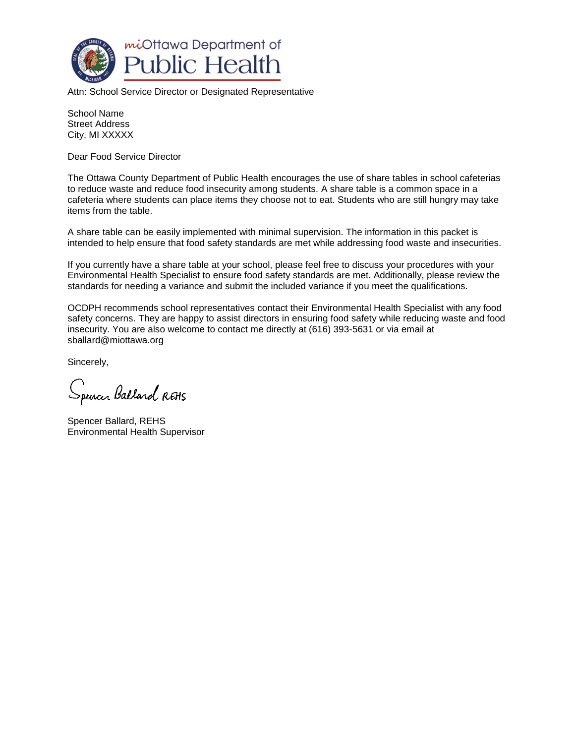miOttawa Department of Public Health

Attn: School Service Director or Designated Representative

School Name
Street Address
City, MI XXXXX

Dear Food Service Director

The Ottawa County Department of Public Health encourages the use of share tables in school cafeterias to reduce waste and reduce food insecurity among students. A share table is a common space in a cafeteria where students can place items they choose not to eat. Students who are still hungry may take items from the table.

A share table can be easily implemented with minimal supervision. The information in this packet is intended to help ensure that food safety standards are met while addressing food waste and insecurities.

If you currently have a share table at your school, please feel free to discuss your procedures with your Environmental Health Specialist to ensure food safety standards are met. Additionally, please review the standards for needing a variance and submit the included variance if you meet the qualifications.

OCDPH recommends school representatives contact their Environmental Health Specialist with any food safety concerns. They are happy to assist directors in ensuring food safety while reducing waste and food insecurity. You are also welcome to contact me directly at (616) 393-5631 or via email at sballard@miottawa.org

Sincerely,

Spencer Ballard REHS

Spencer Ballard, REHS
Environmental Health Supervisor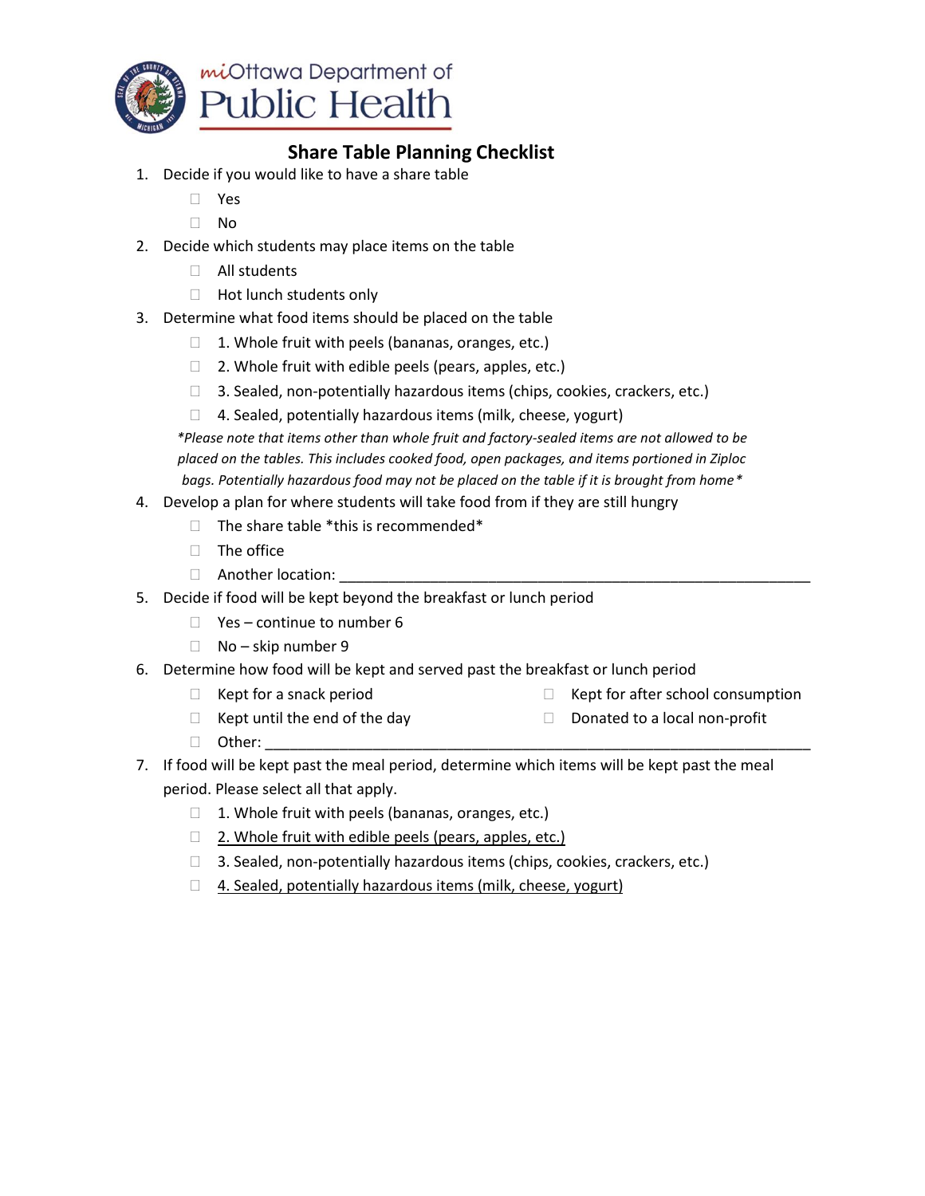miOttawa Department of Public Health

# Share Table Planning Checklist

1. Decide if you would like to have a share table
   - ☐ Yes
   - ☐ No
2. Decide which students may place items on the table
   - ☐ All students
   - ☐ Hot lunch students only
3. Determine what food items should be placed on the table
   - ☐ 1. Whole fruit with peels (bananas, oranges, etc.)
   - ☐ 2. Whole fruit with edible peels (pears, apples, etc.)
   - ☐ 3. Sealed, non-potentially hazardous items (chips, cookies, crackers, etc.)
   - ☐ 4. Sealed, potentially hazardous items (milk, cheese, yogurt)

   **Please note that items other than whole fruit and factory-sealed items are not allowed to be placed on the tables. This includes cooked food, open packages, and items portioned in Ziploc bags. Potentially hazardous food may not be placed on the table if it is brought from home**

4. Develop a plan for where students will take food from if they are still hungry
   - ☐ The share table *this is recommended*
   - ☐ The office
   - ☐ Another location: ____________________________________________________________
5. Decide if food will be kept beyond the breakfast or lunch period
   - ☐ Yes – continue to number 6
   - ☐ No – skip number 9
6. Determine how food will be kept and served past the breakfast or lunch period
   - ☐ Kept for a snack period
   - ☐ Kept for after school consumption
   - ☐ Kept until the end of the day
   - ☐ Donated to a local non-profit
   - ☐ Other: ____________________________________________________________________
7. If food will be kept past the meal period, determine which items will be kept past the meal period. Please select all that apply.
   - ☐ 1. Whole fruit with peels (bananas, oranges, etc.)
   - ☐ 2. Whole fruit with edible peels (pears, apples, etc.)
   - ☐ 3. Sealed, non-potentially hazardous items (chips, cookies, crackers, etc.)
   - ☐ 4. Sealed, potentially hazardous items (milk, cheese, yogurt)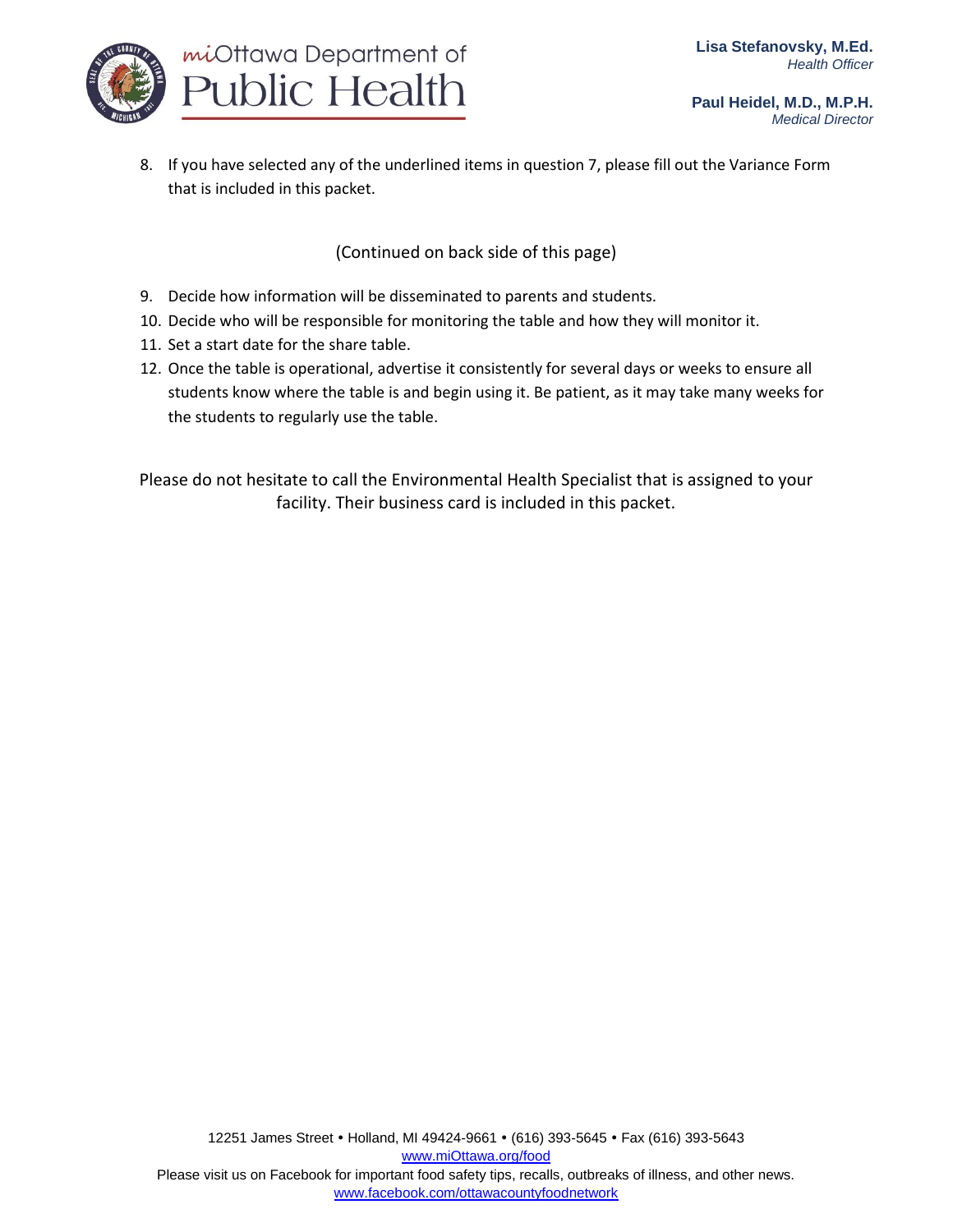8. If you have selected any of the underlined items in question 7, please fill out the Variance Form that is included in this packet.

(Continued on back side of this page)

9. Decide how information will be disseminated to parents and students.
10. Decide who will be responsible for monitoring the table and how they will monitor it.
11. Set a start date for the share table.
12. Once the table is operational, advertise it consistently for several days or weeks to ensure all students know where the table is and begin using it. Be patient, as it may take many weeks for the students to regularly use the table.

Please do not hesitate to call the Environmental Health Specialist that is assigned to your facility. Their business card is included in this packet.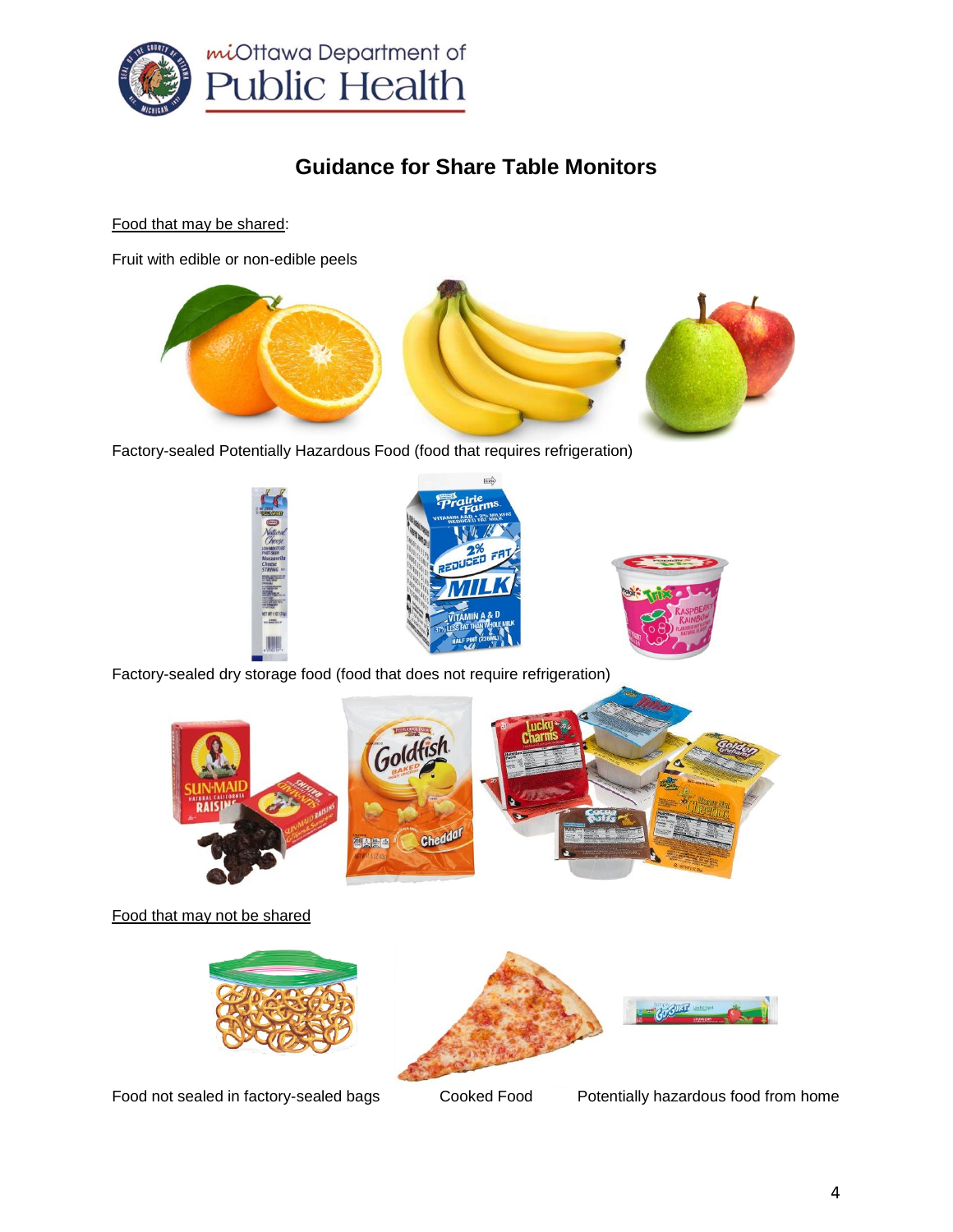## Guidance for Share Table Monitors

Food that may be shared:

Fruit with edible or non-edible peels

Factory-sealed Potentially Hazardous Food (food that requires refrigeration)

Factory-sealed dry storage food (food that does not require refrigeration)

Food that may not be shared

Food not sealed in factory-sealed bags

Cooked Food

Potentially hazardous food from home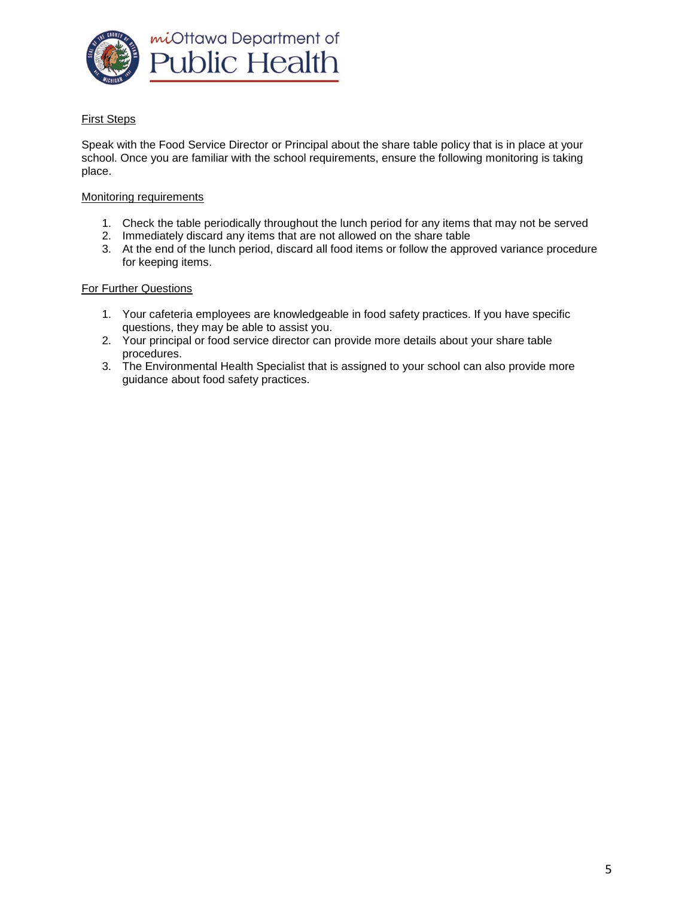First Steps

Speak with the Food Service Director or Principal about the share table policy that is in place at your school. Once you are familiar with the school requirements, ensure the following monitoring is taking place.

Monitoring requirements

1. Check the table periodically throughout the lunch period for any items that may not be served
2. Immediately discard any items that are not allowed on the share table
3. At the end of the lunch period, discard all food items or follow the approved variance procedure for keeping items.

For Further Questions

1. Your cafeteria employees are knowledgeable in food safety practices. If you have specific questions, they may be able to assist you.
2. Your principal or food service director can provide more details about your share table procedures.
3. The Environmental Health Specialist that is assigned to your school can also provide more guidance about food safety practices.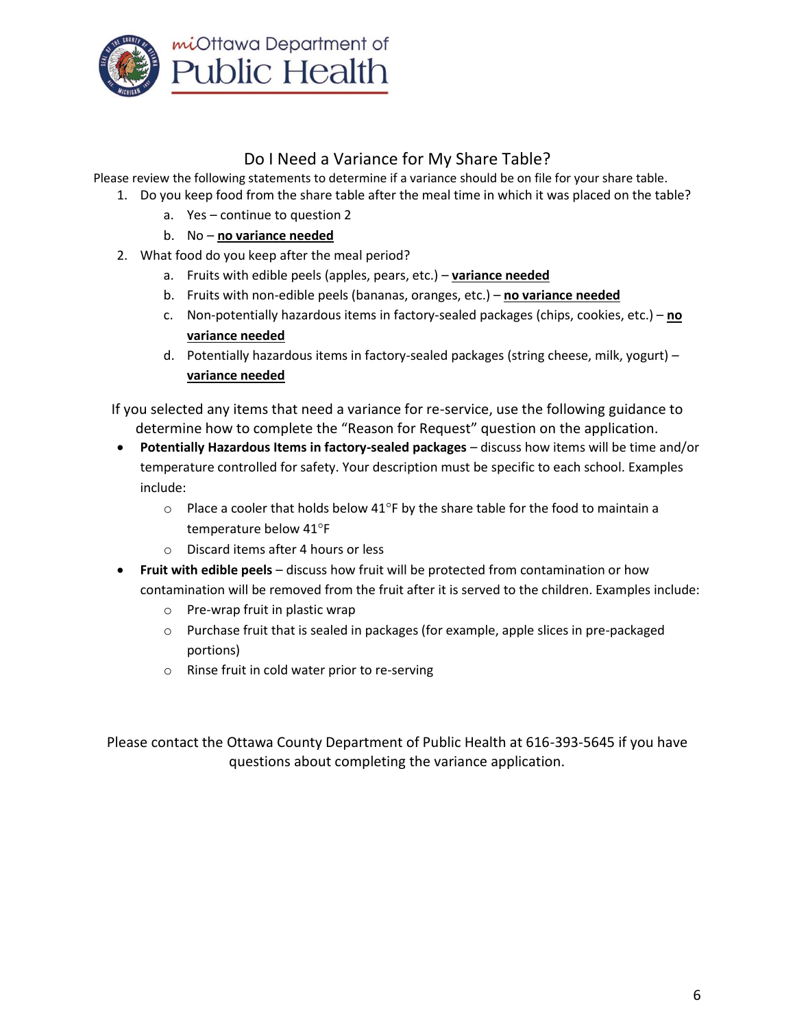miOttawa Department of Public Health

## Do I Need a Variance for My Share Table?

Please review the following statements to determine if a variance should be on file for your share table.

1. Do you keep food from the share table after the meal time in which it was placed on the table?
   a. Yes – continue to question 2
   b. No – **no variance needed**
2. What food do you keep after the meal period?
   a. Fruits with edible peels (apples, pears, etc.) – **variance needed**
   b. Fruits with non-edible peels (bananas, oranges, etc.) – **no variance needed**
   c. Non-potentially hazardous items in factory-sealed packages (chips, cookies, etc.) – **no variance needed**
   d. Potentially hazardous items in factory-sealed packages (string cheese, milk, yogurt) – **variance needed**

If you selected any items that need a variance for re-service, use the following guidance to determine how to complete the "Reason for Request" question on the application.

- **Potentially Hazardous Items in factory-sealed packages** – discuss how items will be time and/or temperature controlled for safety. Your description must be specific to each school. Examples include:
  - Place a cooler that holds below 41°F by the share table for the food to maintain a temperature below 41°F
  - Discard items after 4 hours or less
- **Fruit with edible peels** – discuss how fruit will be protected from contamination or how contamination will be removed from the fruit after it is served to the children. Examples include:
  - Pre-wrap fruit in plastic wrap
  - Purchase fruit that is sealed in packages (for example, apple slices in pre-packaged portions)
  - Rinse fruit in cold water prior to re-serving

Please contact the Ottawa County Department of Public Health at 616-393-5645 if you have questions about completing the variance application.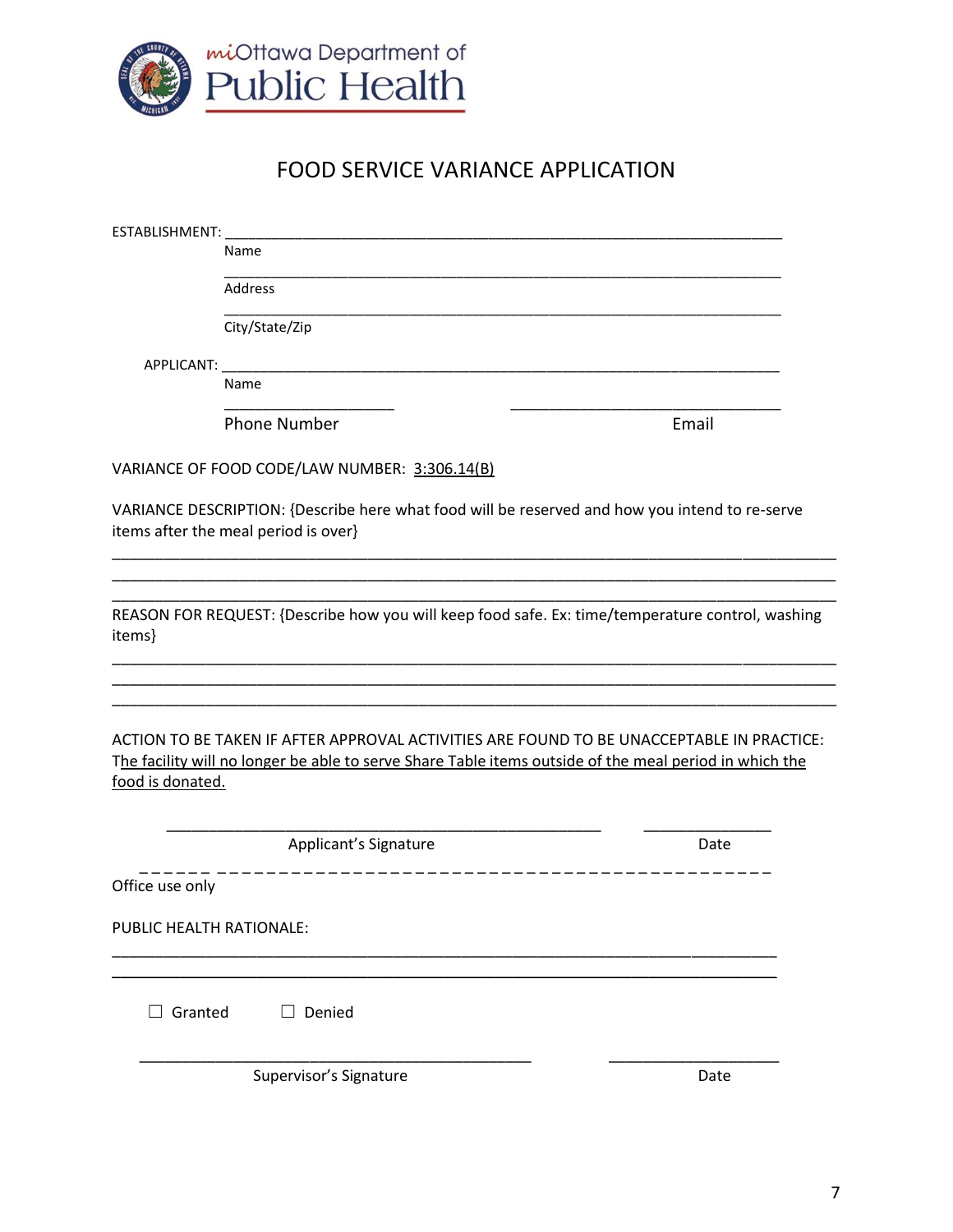miOttawa Department of Public Health

# FOOD SERVICE VARIANCE APPLICATION

ESTABLISHMENT: ______________________________________________

Name

______________________________________________

Address

______________________________________________

City/State/Zip

APPLICANT: ______________________________________________

Name

____________________ ____________________

Phone Number Email

VARIANCE OF FOOD CODE/LAW NUMBER: 3:306.14(B)

VARIANCE DESCRIPTION: {Describe here what food will be reserved and how you intend to re-serve items after the meal period is over}

______________________________________________

______________________________________________

______________________________________________

REASON FOR REQUEST: {Describe how you will keep food safe. Ex: time/temperature control, washing items}

______________________________________________

______________________________________________

______________________________________________

ACTION TO BE TAKEN IF AFTER APPROVAL ACTIVITIES ARE FOUND TO BE UNACCEPTABLE IN PRACTICE: The facility will no longer be able to serve Share Table items outside of the meal period in which the food is donated.

______________________________ ______________

Applicant's Signature Date

Office use only

PUBLIC HEALTH RATIONALE:

______________________________________________

______________________________________________

☐ Granted ☐ Denied

______________________________ ______________

Supervisor's Signature Date